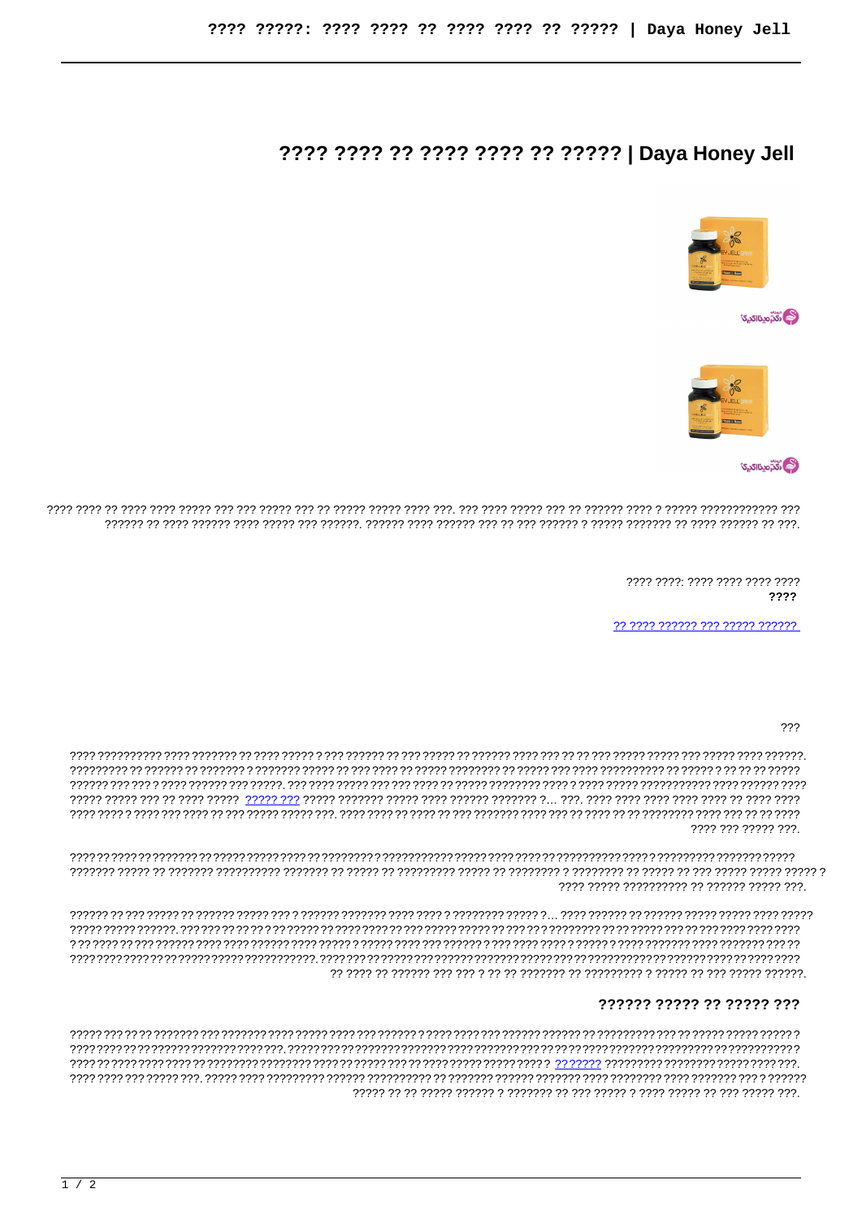# ???? ???? ?? ???? ???? ?? ????? | Daya Honey Jell

???? ???? ?? ???? ???? ????? ??? ??? ????? ??? ?? ????? ????? ???? ???. ??? ???? ????? ??? ?? ?????? ???? ? ????? ???????????? ??? ?????? ?? ???? ?????? ???? ????? ??? ??????. ?????? ???? ?????? ??? ?? ??? ?????? ? ????? ??????? ?? ???? ?????? ?? ???.

???? ????: ???? ???? ???? ????
**????**

?? ???? ?????? ??? ????? ??????

???

???? ?????????? ???? ??????? ?? ???? ????? ? ??? ?????? ?? ??? ????? ?? ?????? ???? ??? ?? ?? ??? ????? ????? ??? ????? ???? ??????. ????????? ?? ?????? ?? ??????? ? ??????? ????? ?? ??? ???? ?? ????? ??????? ?? ????? ??? ???? ????????? ?? ????? ? ?? ?? ?? ????? ?????? ??? ??? ? ???? ?????? ??? ?????. ??? ???? ????? ??? ??? ???? ?? ????? ??????? ???? ? ???? ????? ?????????? ???? ?????? ???? ????? ????? ??? ?? ???? ????? ????? ??? ????? ??????? ????? ???? ?????? ??????? ?... ???. ???? ???? ???? ???? ???? ?? ???? ???? ???? ???? ? ???? ??? ???? ?? ??? ????? ????? ???. ???? ???? ?? ???? ?? ??? ??????? ???? ??? ?? ???? ?? ?? ???????? ???? ??? ?? ?? ???? ???? ??? ????? ???.

??? ?? ???? ?? ??????? ?? ????? ????? ???? ?? ???????? ? ?????????? ????? ???? ???? ?? ????????? ???? ????????? ??????? ????? ??????? ????? ?? ??????? ?????????? ??????? ?? ????? ?? ????????? ????? ?? ???????? ? ???????? ?? ????? ?? ??? ????? ????? ????? ? ???? ????? ?????????? ?? ?????? ????? ???.

?????? ?? ??? ????? ?? ?????? ????? ??? ? ?????? ??????? ???? ???? ? ???????? ????? ?... ???? ?????? ?? ?????? ????? ????? ???? ????? ????? ????? ??????. ??? ??? ?? ?? ?? ? ?? ????? ?? ???? ???? ?? ??? ????? ????? ?? ?? ?? ? ???????? ?? ?? ????? ??? ?? ?? ??? ???? ???? ???? ? ?? ???? ?? ??? ?????? ???? ???? ?????? ???? ????? ? ????? ???? ??? ?????? ? ??? ???? ???? ? ????? ? ???? ??????? ???? ??????? ??? ?? ???????????? ????? ????? ??????????. ????????????????????????????????????????????????????????????????????????? ?? ???? ?? ?????? ??? ??? ? ?? ?? ??????? ?? ????????? ? ????? ?? ??? ????? ??????.

## ?????? ????? ?? ????? ???

????? ??? ?? ?? ??????? ??? ??????? ???? ????? ???? ??? ?????? ? ????? ???? ??? ?????? ?????? ?? ????????? ??? ?? ????? ????? ????? ? ???????????????????????????????. ???????????????????????????????????????????????????????????????????????????? ???? ?? ???? ???? ???? ?? ???????? ??????? ???? ?? ????? ??? ?? ??? ???? ????? ????? ???? ? ??????? ????????? ??????? ????? ???? ???. ???? ???? ??? ????? ???. ????? ???? ????????? ?????? ?????????? ?? ??????? ?????? ??????? ???? ???????? ???? ??????? ??? ? ?????? ????? ?? ?? ????? ?????? ? ??????? ?? ??? ????? ? ???? ????? ?? ??? ????? ???.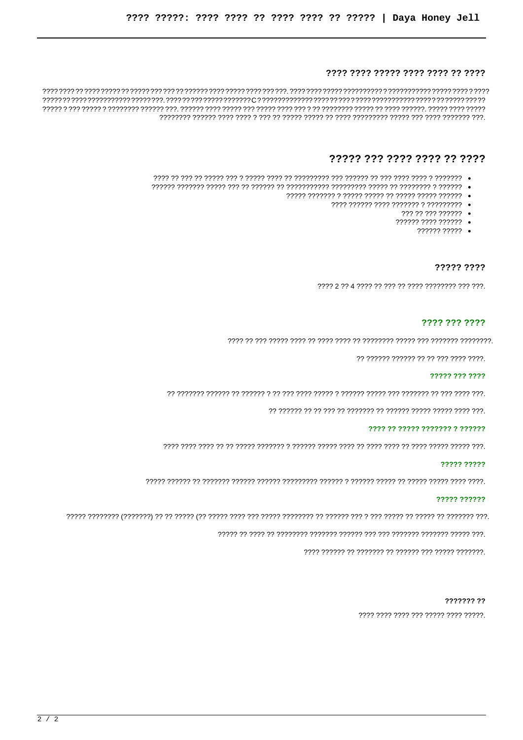### ???? ???? ????? ???? ???? ?? ????

???? ???? ?? ???? ????? ?? ????? ??? ??? ?? ?????? ???? ????? ???? ??? ???. ???? ???? ????? ????????? ? ?????????? ????? ???? ? ???? ?????? ???? ?????????? ????? ???. ???? ?? ??? ????? ??????? C ? ??????????? ????? ?? ??? ? ????? ?????????? ????? ?? ?????? ????? ????? ? ??? ????? ? ???????? ?????? ???. ?????? ???? ????? ??? ????? ???? ??? ? ?? ???????? ????? ?? ???? ??????. ????? ???? ????? ???????? ?????? ???? ???? ? ??? ?? ????? ????? ?? ???? ????????? ????? ??? ???? ??????? ???.

## ????? ??? ???? ???? ?? ????

- ???? ?? ??? ?? ????? ??? ? ????? ???? ?? ????????? ??? ?????? ?? ??? ???? ???? ? ???????
- ?????? ??????? ????? ??? ?? ?????? ?? ?????????? ????????? ????? ?? ???????? ? ??????
- ????? ??????? ? ????? ????? ?? ????? ????? ??????
- ???? ?????? ???? ??????? ? ?????????
- ??? ?? ??? ??????
- ?????? ???? ??????
- ?????? ?????

### ????? ????

???? 2 ?? 4 ???? ?? ??? ?? ???? ???????? ??? ???.

### ???? ??? ????

???? ?? ??? ????? ???? ?? ???? ???? ?? ???????? ????? ??? ??????? ????????.

?? ?????? ?????? ?? ?? ??? ???? ????.

#### ????? ??? ????

?? ??????? ?????? ?? ?????? ? ?? ??? ???? ????? ? ?????? ????? ??? ??????? ?? ??? ???? ???.

?? ?????? ?? ?? ??? ?? ??????? ?? ?????? ????? ????? ???? ???.

#### ???? ?? ????? ??????? ? ??????

???? ???? ???? ?? ?? ????? ??????? ? ?????? ????? ???? ?? ???? ???? ?? ???? ????? ????? ???.

#### ????? ?????

????? ?????? ?? ??????? ?????? ?????? ????????? ?????? ? ?????? ????? ?? ????? ????? ???? ????.

#### ????? ??????

????? ???????? (???????) ?? ?? ????? (?? ????? ???? ??? ????? ???????? ?? ?????? ??? ? ??? ????? ?? ????? ?? ??????? ???.

????? ?? ???? ?? ???????? ??????? ?????? ??? ??? ??????? ??????? ????? ???.

???? ?????? ?? ??????? ?? ?????? ??? ????? ???????.

**??????? ??**

???? ???? ???? ??? ????? ???? ?????.